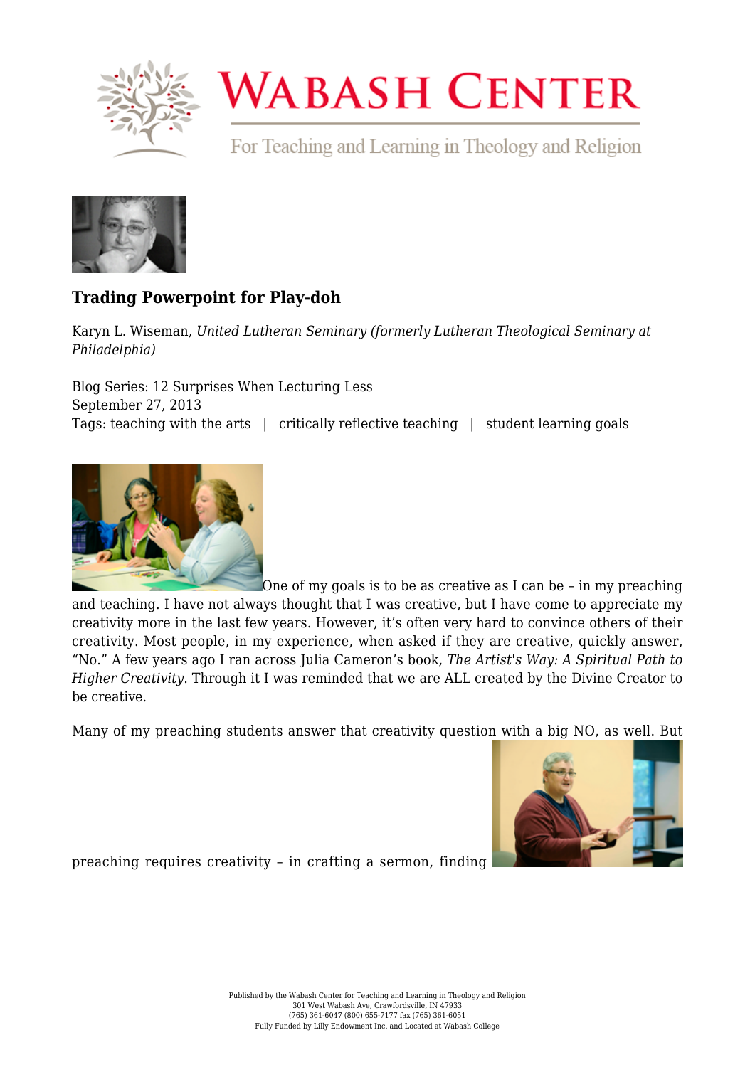# Wabash Center

For Teaching and Learning in Theology and Religion

### Trading Powerpoint for Play-doh

Karyn L. Wiseman, *United Lutheran Seminary (formerly Lutheran Theological Seminary at Philadelphia)*

Blog Series: 12 Surprises When Lecturing Less
September 27, 2013
Tags: teaching with the arts | critically reflective teaching | student learning goals

One of my goals is to be as creative as I can be – in my preaching and teaching. I have not always thought that I was creative, but I have come to appreciate my creativity more in the last few years. However, it's often very hard to convince others of their creativity. Most people, in my experience, when asked if they are creative, quickly answer, "No." A few years ago I ran across Julia Cameron's book, *The Artist's Way: A Spiritual Path to Higher Creativity*. Through it I was reminded that we are ALL created by the Divine Creator to be creative.

Many of my preaching students answer that creativity question with a big NO, as well. But preaching requires creativity – in crafting a sermon, finding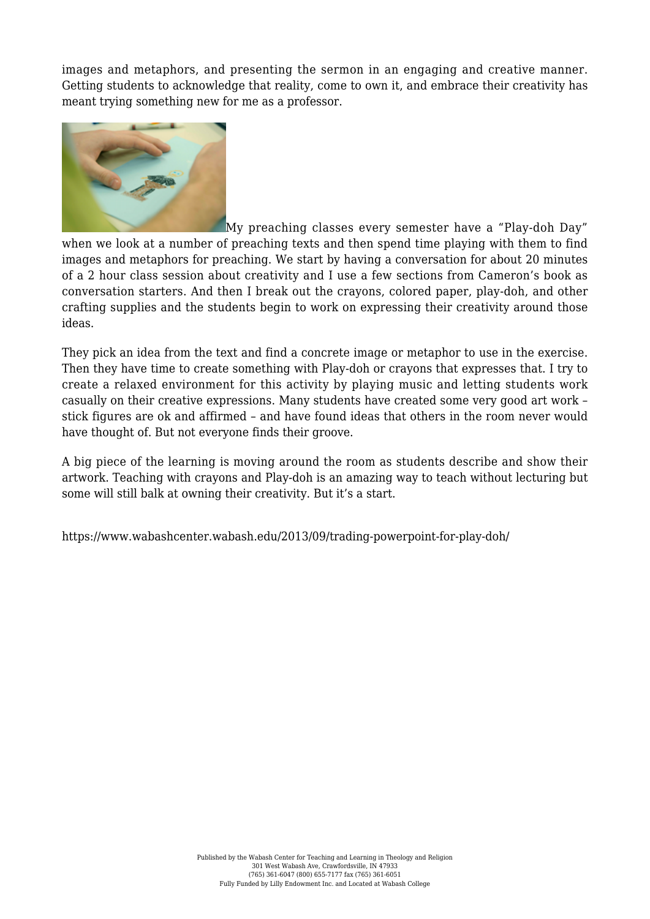images and metaphors, and presenting the sermon in an engaging and creative manner. Getting students to acknowledge that reality, come to own it, and embrace their creativity has meant trying something new for me as a professor.

My preaching classes every semester have a "Play-doh Day" when we look at a number of preaching texts and then spend time playing with them to find images and metaphors for preaching. We start by having a conversation for about 20 minutes of a 2 hour class session about creativity and I use a few sections from Cameron's book as conversation starters. And then I break out the crayons, colored paper, play-doh, and other crafting supplies and the students begin to work on expressing their creativity around those ideas.

They pick an idea from the text and find a concrete image or metaphor to use in the exercise. Then they have time to create something with Play-doh or crayons that expresses that. I try to create a relaxed environment for this activity by playing music and letting students work casually on their creative expressions. Many students have created some very good art work – stick figures are ok and affirmed – and have found ideas that others in the room never would have thought of. But not everyone finds their groove.

A big piece of the learning is moving around the room as students describe and show their artwork. Teaching with crayons and Play-doh is an amazing way to teach without lecturing but some will still balk at owning their creativity. But it's a start.

https://www.wabashcenter.wabash.edu/2013/09/trading-powerpoint-for-play-doh/